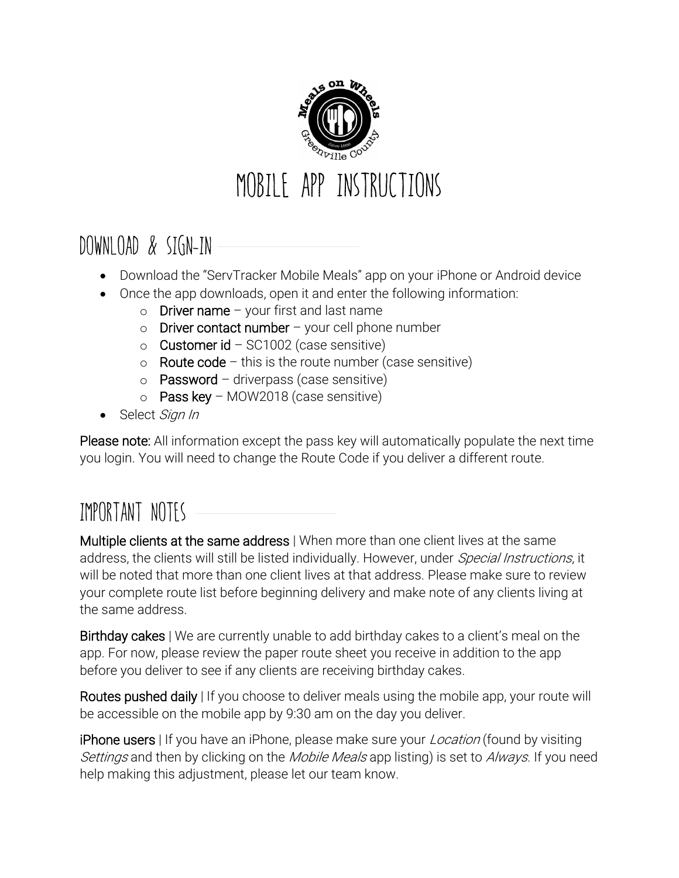# MOBILE APP INSTRUCTIONS

## DOWNLOAD & SIGN-IN

- Download the "ServTracker Mobile Meals" app on your iPhone or Android device
- Once the app downloads, open it and enter the following information:
  - **Driver name** – your first and last name
  - **Driver contact number** – your cell phone number
  - **Customer id** – SC1002 (case sensitive)
  - **Route code** – this is the route number (case sensitive)
  - **Password** – driverpass (case sensitive)
  - **Pass key** – MOW2018 (case sensitive)
- Select *Sign In*

**Please note:** All information except the pass key will automatically populate the next time you login. You will need to change the Route Code if you deliver a different route.

## IMPORTANT NOTES

**Multiple clients at the same address** | When more than one client lives at the same address, the clients will still be listed individually. However, under *Special Instructions*, it will be noted that more than one client lives at that address. Please make sure to review your complete route list before beginning delivery and make note of any clients living at the same address.

**Birthday cakes** | We are currently unable to add birthday cakes to a client's meal on the app. For now, please review the paper route sheet you receive in addition to the app before you deliver to see if any clients are receiving birthday cakes.

**Routes pushed daily** | If you choose to deliver meals using the mobile app, your route will be accessible on the mobile app by 9:30 am on the day you deliver.

**iPhone users** | If you have an iPhone, please make sure your *Location* (found by visiting *Settings* and then by clicking on the *Mobile Meals* app listing) is set to *Always*. If you need help making this adjustment, please let our team know.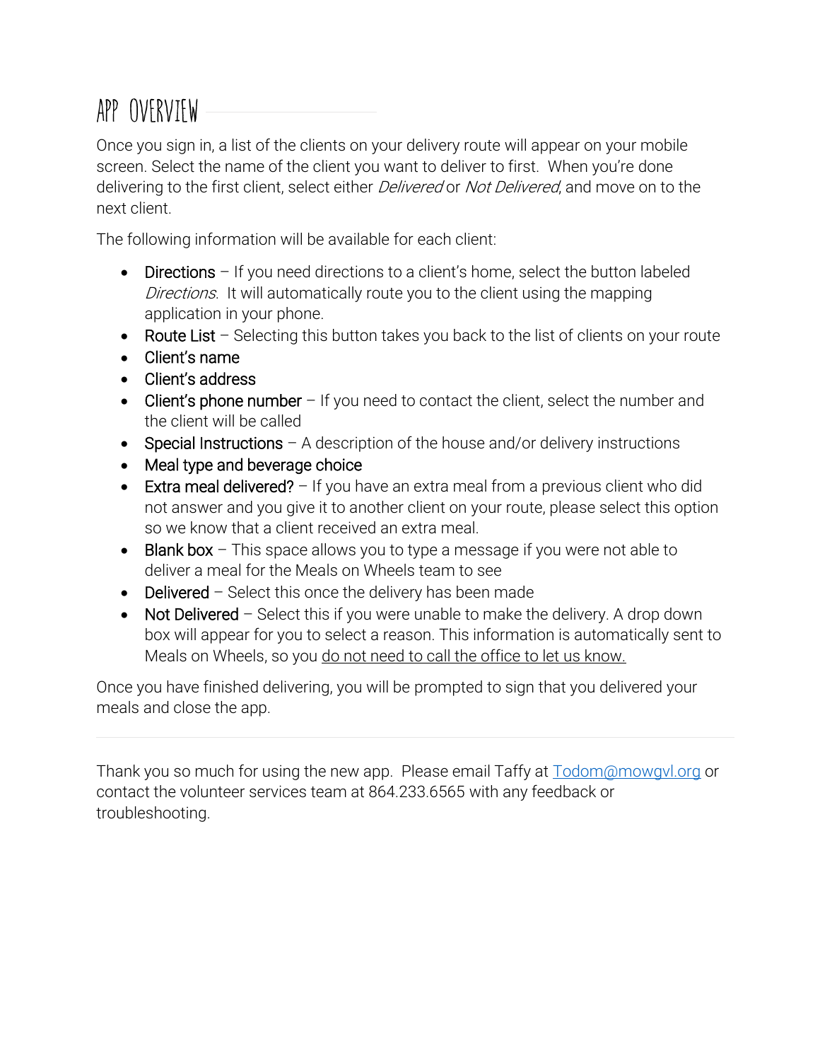## App Overview

Once you sign in, a list of the clients on your delivery route will appear on your mobile screen. Select the name of the client you want to deliver to first. When you're done delivering to the first client, select either *Delivered* or *Not Delivered*, and move on to the next client.

The following information will be available for each client:

- Directions – If you need directions to a client's home, select the button labeled *Directions*. It will automatically route you to the client using the mapping application in your phone.
- Route List – Selecting this button takes you back to the list of clients on your route
- Client's name
- Client's address
- Client's phone number – If you need to contact the client, select the number and the client will be called
- Special Instructions – A description of the house and/or delivery instructions
- Meal type and beverage choice
- Extra meal delivered? – If you have an extra meal from a previous client who did not answer and you give it to another client on your route, please select this option so we know that a client received an extra meal.
- Blank box – This space allows you to type a message if you were not able to deliver a meal for the Meals on Wheels team to see
- Delivered – Select this once the delivery has been made
- Not Delivered – Select this if you were unable to make the delivery. A drop down box will appear for you to select a reason. This information is automatically sent to Meals on Wheels, so you do not need to call the office to let us know.

Once you have finished delivering, you will be prompted to sign that you delivered your meals and close the app.

---

Thank you so much for using the new app. Please email Taffy at Todom@mowgvl.org or contact the volunteer services team at 864.233.6565 with any feedback or troubleshooting.